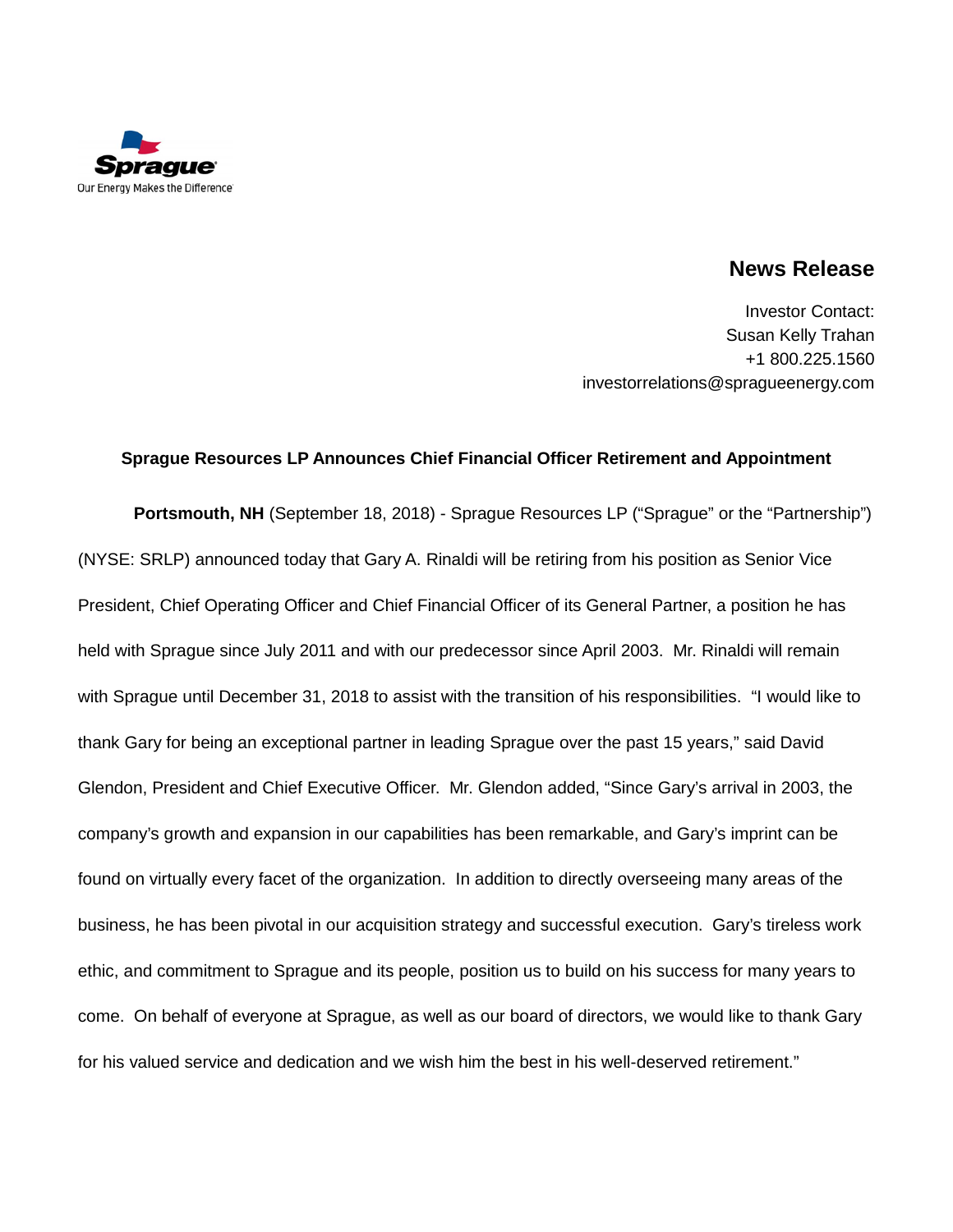Sprague

Our Energy Makes the Difference

## News Release

Investor Contact:
Susan Kelly Trahan
+1 800.225.1560
investorrelations@spragueenergy.com

**Sprague Resources LP Announces Chief Financial Officer Retirement and Appointment**

**Portsmouth, NH** (September 18, 2018) - Sprague Resources LP ("Sprague" or the "Partnership") (NYSE: SRLP) announced today that Gary A. Rinaldi will be retiring from his position as Senior Vice President, Chief Operating Officer and Chief Financial Officer of its General Partner, a position he has held with Sprague since July 2011 and with our predecessor since April 2003. Mr. Rinaldi will remain with Sprague until December 31, 2018 to assist with the transition of his responsibilities. "I would like to thank Gary for being an exceptional partner in leading Sprague over the past 15 years," said David Glendon, President and Chief Executive Officer. Mr. Glendon added, "Since Gary's arrival in 2003, the company's growth and expansion in our capabilities has been remarkable, and Gary's imprint can be found on virtually every facet of the organization. In addition to directly overseeing many areas of the business, he has been pivotal in our acquisition strategy and successful execution. Gary's tireless work ethic, and commitment to Sprague and its people, position us to build on his success for many years to come. On behalf of everyone at Sprague, as well as our board of directors, we would like to thank Gary for his valued service and dedication and we wish him the best in his well-deserved retirement."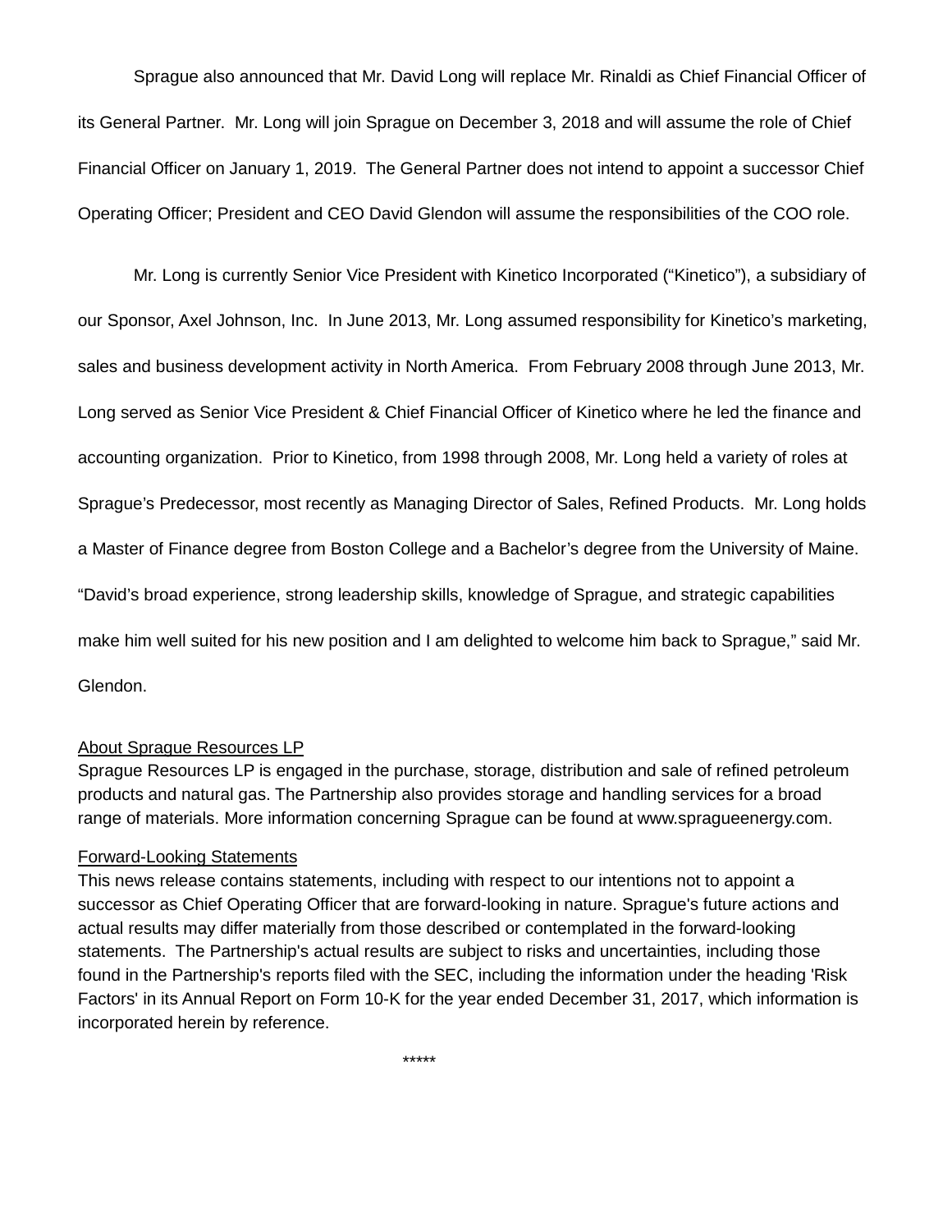Sprague also announced that Mr. David Long will replace Mr. Rinaldi as Chief Financial Officer of its General Partner. Mr. Long will join Sprague on December 3, 2018 and will assume the role of Chief Financial Officer on January 1, 2019. The General Partner does not intend to appoint a successor Chief Operating Officer; President and CEO David Glendon will assume the responsibilities of the COO role.

Mr. Long is currently Senior Vice President with Kinetico Incorporated ("Kinetico"), a subsidiary of our Sponsor, Axel Johnson, Inc. In June 2013, Mr. Long assumed responsibility for Kinetico's marketing, sales and business development activity in North America. From February 2008 through June 2013, Mr. Long served as Senior Vice President & Chief Financial Officer of Kinetico where he led the finance and accounting organization. Prior to Kinetico, from 1998 through 2008, Mr. Long held a variety of roles at Sprague's Predecessor, most recently as Managing Director of Sales, Refined Products. Mr. Long holds a Master of Finance degree from Boston College and a Bachelor's degree from the University of Maine. "David's broad experience, strong leadership skills, knowledge of Sprague, and strategic capabilities make him well suited for his new position and I am delighted to welcome him back to Sprague," said Mr. Glendon.

About Sprague Resources LP

Sprague Resources LP is engaged in the purchase, storage, distribution and sale of refined petroleum products and natural gas. The Partnership also provides storage and handling services for a broad range of materials. More information concerning Sprague can be found at www.spragueenergy.com.

Forward-Looking Statements

This news release contains statements, including with respect to our intentions not to appoint a successor as Chief Operating Officer that are forward-looking in nature. Sprague's future actions and actual results may differ materially from those described or contemplated in the forward-looking statements. The Partnership's actual results are subject to risks and uncertainties, including those found in the Partnership's reports filed with the SEC, including the information under the heading 'Risk Factors' in its Annual Report on Form 10-K for the year ended December 31, 2017, which information is incorporated herein by reference.

*****